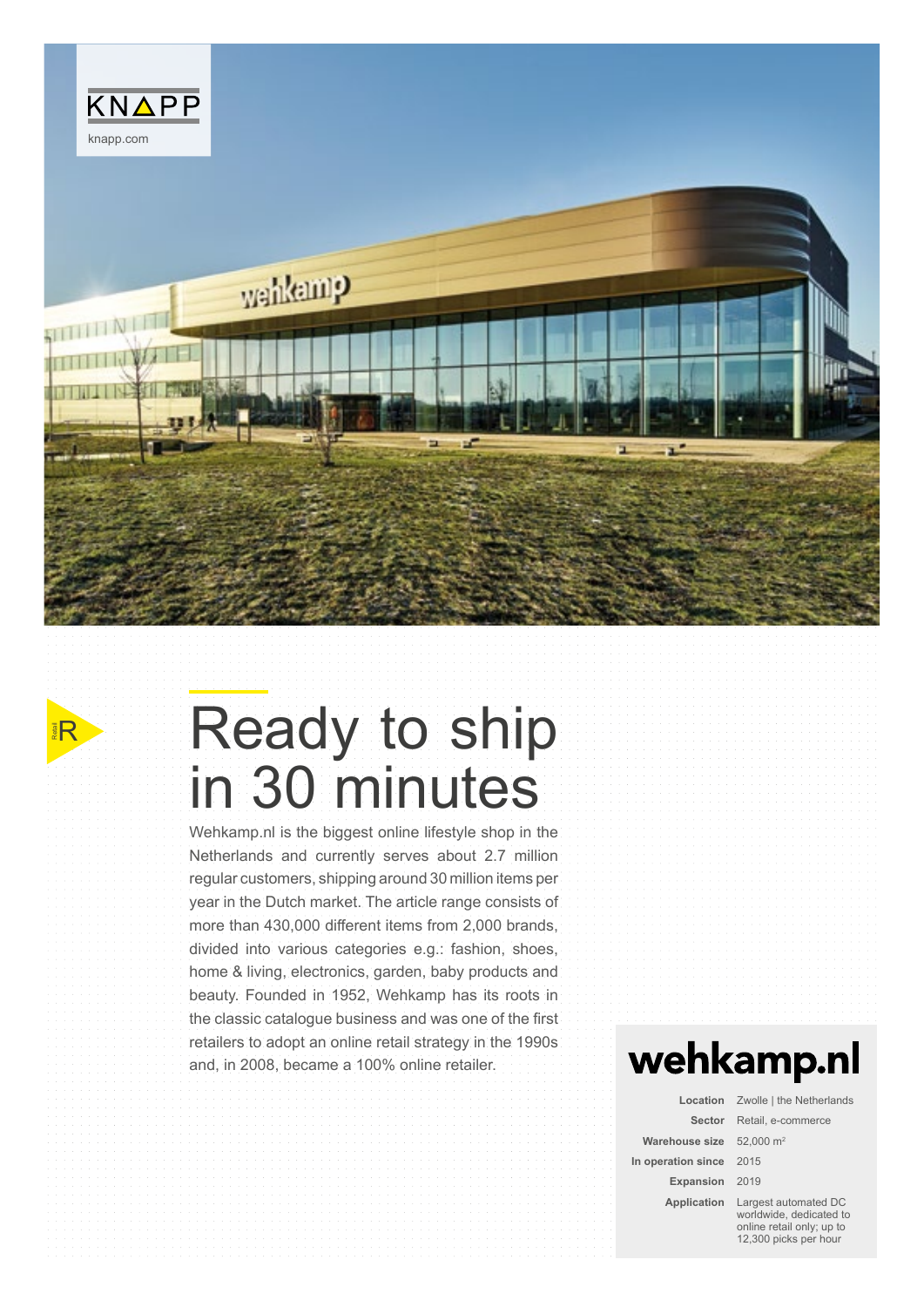KNAPP

knapp.com

Retail R

# Ready to ship in 30 minutes

Wehkamp.nl is the biggest online lifestyle shop in the Netherlands and currently serves about 2.7 million regular customers, shipping around 30 million items per year in the Dutch market. The article range consists of more than 430,000 different items from 2,000 brands, divided into various categories e.g.: fashion, shoes, home & living, electronics, garden, baby products and beauty. Founded in 1952, Wehkamp has its roots in the classic catalogue business and was one of the first retailers to adopt an online retail strategy in the 1990s and, in 2008, became a 100% online retailer.

## wehkamp.nl

| | |
|---|---|
| **Location** | Zwolle \| the Netherlands |
| **Sector** | Retail, e-commerce |
| **Warehouse size** | 52,000 m² |
| **In operation since** | 2015 |
| **Expansion** | 2019 |
| **Application** | Largest automated DC worldwide, dedicated to online retail only; up to 12,300 picks per hour |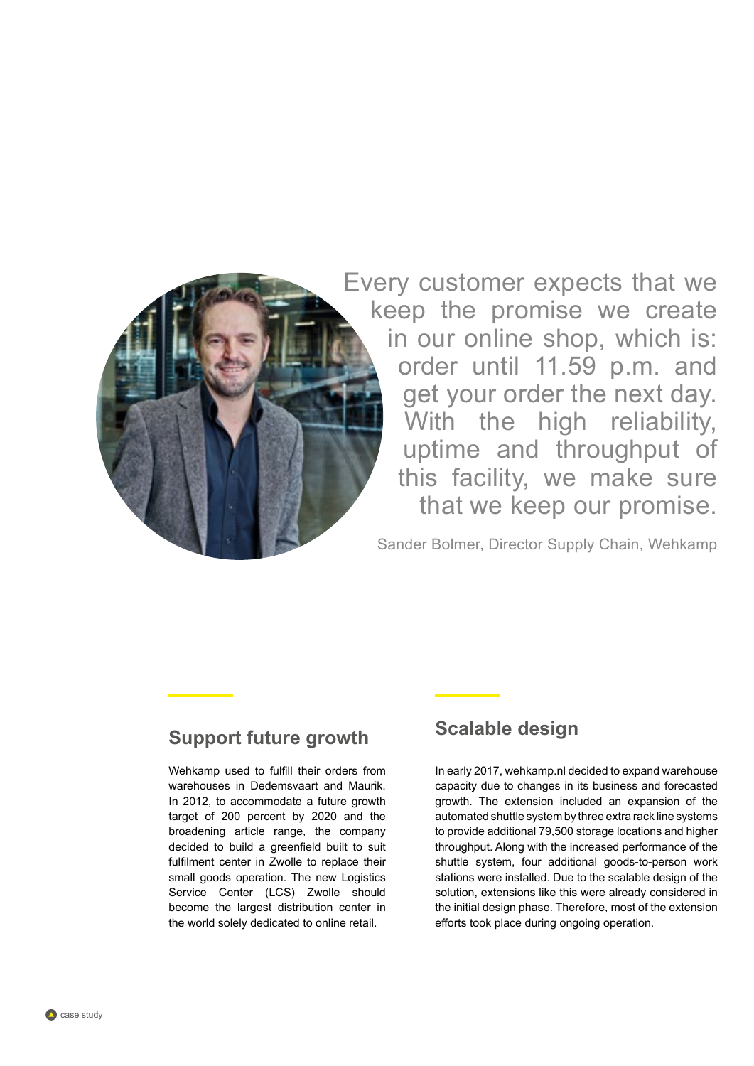> Every customer expects that we keep the promise we create in our online shop, which is: order until 11.59 p.m. and get your order the next day. With the high reliability, uptime and throughput of this facility, we make sure that we keep our promise.

Sander Bolmer, Director Supply Chain, Wehkamp

## Support future growth

Wehkamp used to fulfill their orders from warehouses in Dedemsvaart and Maurik. In 2012, to accommodate a future growth target of 200 percent by 2020 and the broadening article range, the company decided to build a greenfield built to suit fulfilment center in Zwolle to replace their small goods operation. The new Logistics Service Center (LCS) Zwolle should become the largest distribution center in the world solely dedicated to online retail.

## Scalable design

In early 2017, wehkamp.nl decided to expand warehouse capacity due to changes in its business and forecasted growth. The extension included an expansion of the automated shuttle system by three extra rack line systems to provide additional 79,500 storage locations and higher throughput. Along with the increased performance of the shuttle system, four additional goods-to-person work stations were installed. Due to the scalable design of the solution, extensions like this were already considered in the initial design phase. Therefore, most of the extension efforts took place during ongoing operation.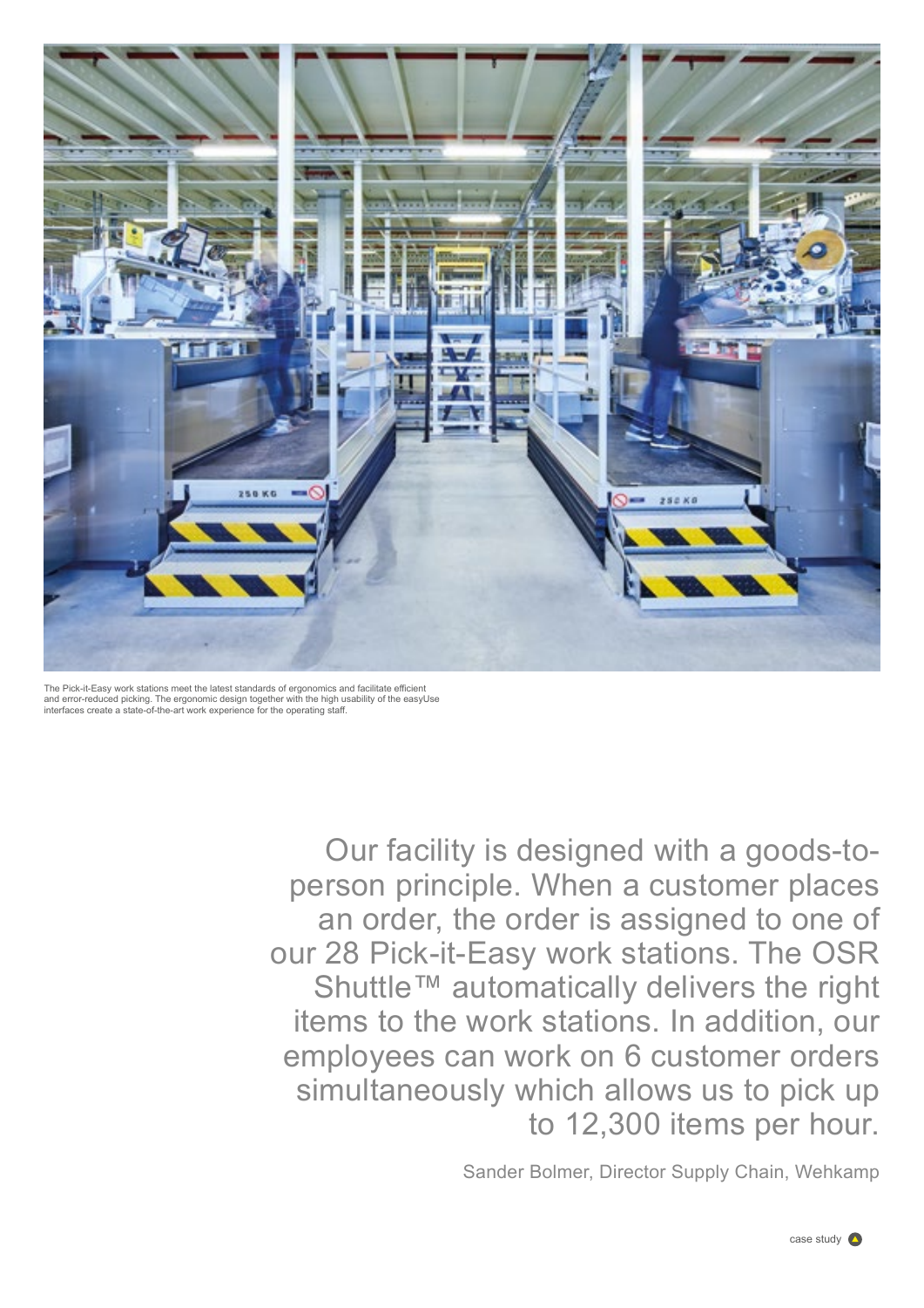The Pick-it-Easy work stations meet the latest standards of ergonomics and facilitate efficient and error-reduced picking. The ergonomic design together with the high usability of the easyUse interfaces create a state-of-the-art work experience for the operating staff.

> Our facility is designed with a goods-to-person principle. When a customer places an order, the order is assigned to one of our 28 Pick-it-Easy work stations. The OSR Shuttle™ automatically delivers the right items to the work stations. In addition, our employees can work on 6 customer orders simultaneously which allows us to pick up to 12,300 items per hour.
>
> Sander Bolmer, Director Supply Chain, Wehkamp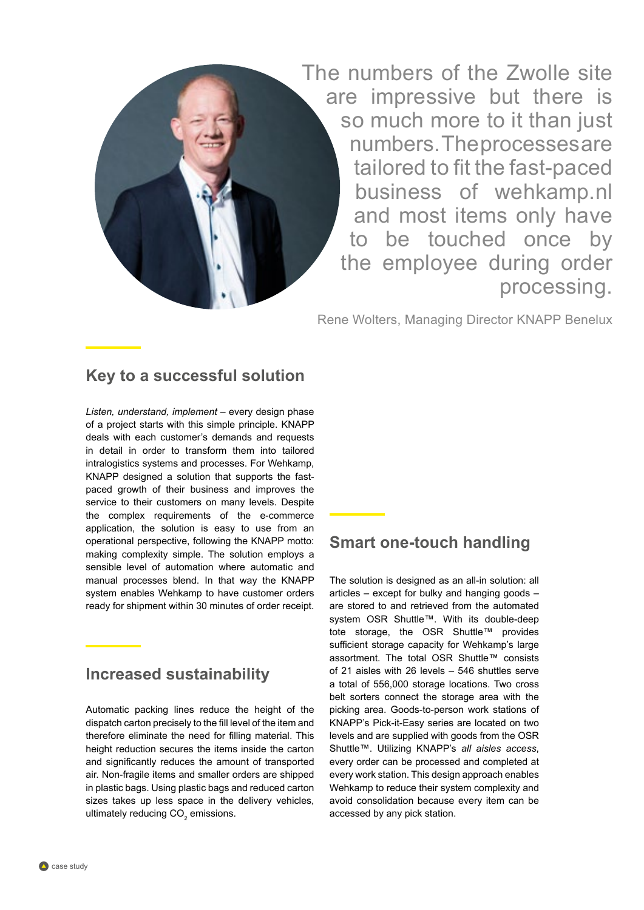> The numbers of the Zwolle site are impressive but there is so much more to it than just numbers. The processes are tailored to fit the fast-paced business of wehkamp.nl and most items only have to be touched once by the employee during order processing.

Rene Wolters, Managing Director KNAPP Benelux

## Key to a successful solution

*Listen, understand, implement* – every design phase of a project starts with this simple principle. KNAPP deals with each customer's demands and requests in detail in order to transform them into tailored intralogistics systems and processes. For Wehkamp, KNAPP designed a solution that supports the fast-paced growth of their business and improves the service to their customers on many levels. Despite the complex requirements of the e-commerce application, the solution is easy to use from an operational perspective, following the KNAPP motto: making complexity simple. The solution employs a sensible level of automation where automatic and manual processes blend. In that way the KNAPP system enables Wehkamp to have customer orders ready for shipment within 30 minutes of order receipt.

## Increased sustainability

Automatic packing lines reduce the height of the dispatch carton precisely to the fill level of the item and therefore eliminate the need for filling material. This height reduction secures the items inside the carton and significantly reduces the amount of transported air. Non-fragile items and smaller orders are shipped in plastic bags. Using plastic bags and reduced carton sizes takes up less space in the delivery vehicles, ultimately reducing $CO_2$ emissions.

## Smart one-touch handling

The solution is designed as an all-in solution: all articles – except for bulky and hanging goods – are stored to and retrieved from the automated system OSR Shuttle™. With its double-deep tote storage, the OSR Shuttle™ provides sufficient storage capacity for Wehkamp's large assortment. The total OSR Shuttle™ consists of 21 aisles with 26 levels – 546 shuttles serve a total of 556,000 storage locations. Two cross belt sorters connect the storage area with the picking area. Goods-to-person work stations of KNAPP's Pick-it-Easy series are located on two levels and are supplied with goods from the OSR Shuttle™. Utilizing KNAPP's *all aisles access*, every order can be processed and completed at every work station. This design approach enables Wehkamp to reduce their system complexity and avoid consolidation because every item can be accessed by any pick station.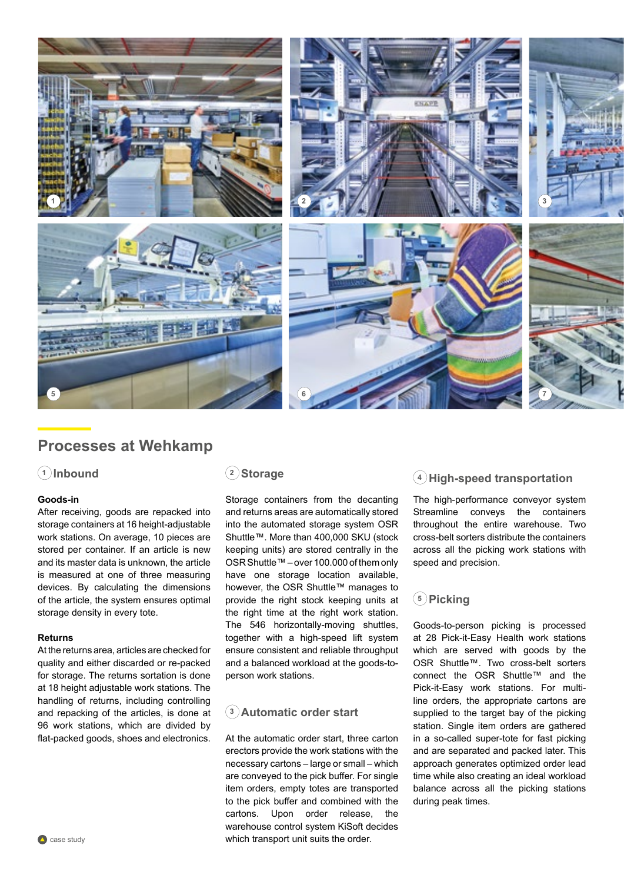## Processes at Wehkamp

### 1 Inbound

**Goods-in**

After receiving, goods are repacked into storage containers at 16 height-adjustable work stations. On average, 10 pieces are stored per container. If an article is new and its master data is unknown, the article is measured at one of three measuring devices. By calculating the dimensions of the article, the system ensures optimal storage density in every tote.

**Returns**

At the returns area, articles are checked for quality and either discarded or re-packed for storage. The returns sortation is done at 18 height adjustable work stations. The handling of returns, including controlling and repacking of the articles, is done at 96 work stations, which are divided by flat-packed goods, shoes and electronics.

### 2 Storage

Storage containers from the decanting and returns areas are automatically stored into the automated storage system OSR Shuttle™. More than 400,000 SKU (stock keeping units) are stored centrally in the OSR Shuttle™ – over 100.000 of them only have one storage location available, however, the OSR Shuttle™ manages to provide the right stock keeping units at the right time at the right work station. The 546 horizontally-moving shuttles, together with a high-speed lift system ensure consistent and reliable throughput and a balanced workload at the goods-to-person work stations.

### 3 Automatic order start

At the automatic order start, three carton erectors provide the work stations with the necessary cartons – large or small – which are conveyed to the pick buffer. For single item orders, empty totes are transported to the pick buffer and combined with the cartons. Upon order release, the warehouse control system KiSoft decides which transport unit suits the order.

### 4 High-speed transportation

The high-performance conveyor system Streamline conveys the containers throughout the entire warehouse. Two cross-belt sorters distribute the containers across all the picking work stations with speed and precision.

### 5 Picking

Goods-to-person picking is processed at 28 Pick-it-Easy Health work stations which are served with goods by the OSR Shuttle™. Two cross-belt sorters connect the OSR Shuttle™ and the Pick-it-Easy work stations. For multi-line orders, the appropriate cartons are supplied to the target bay of the picking station. Single item orders are gathered in a so-called super-tote for fast picking and are separated and packed later. This approach generates optimized order lead time while also creating an ideal workload balance across all the picking stations during peak times.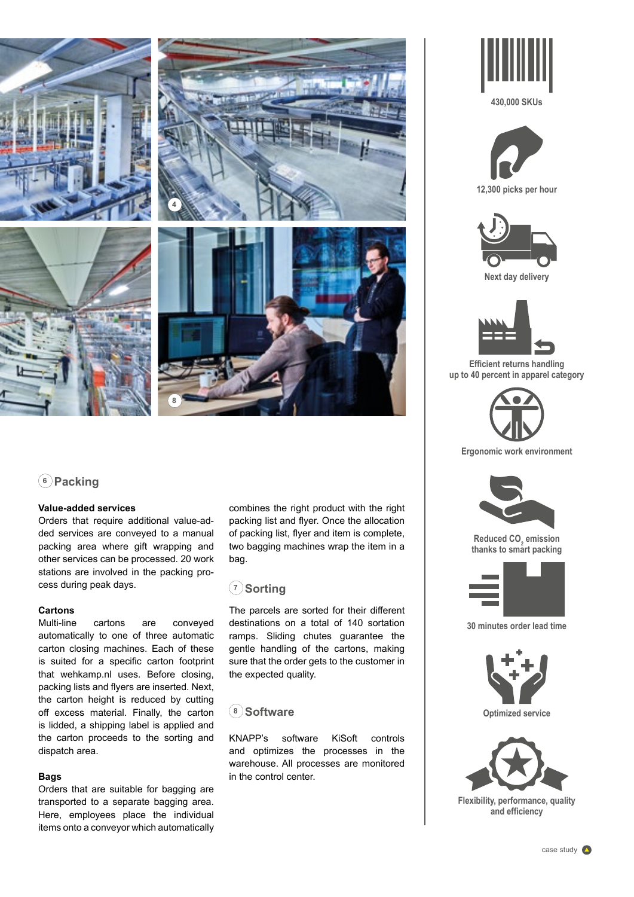## 6 Packing

### Value-added services

Orders that require additional value-added services are conveyed to a manual packing area where gift wrapping and other services can be processed. 20 work stations are involved in the packing process during peak days.

### Cartons

Multi-line cartons are conveyed automatically to one of three automatic carton closing machines. Each of these is suited for a specific carton footprint that wehkamp.nl uses. Before closing, packing lists and flyers are inserted. Next, the carton height is reduced by cutting off excess material. Finally, the carton is lidded, a shipping label is applied and the carton proceeds to the sorting and dispatch area.

### Bags

Orders that are suitable for bagging are transported to a separate bagging area. Here, employees place the individual items onto a conveyor which automatically combines the right product with the right packing list and flyer. Once the allocation of packing list, flyer and item is complete, two bagging machines wrap the item in a bag.

## 7 Sorting

The parcels are sorted for their different destinations on a total of 140 sortation ramps. Sliding chutes guarantee the gentle handling of the cartons, making sure that the order gets to the customer in the expected quality.

## 8 Software

KNAPP's software KiSoft controls and optimizes the processes in the warehouse. All processes are monitored in the control center.

430,000 SKUs

12,300 picks per hour

Next day delivery

Efficient returns handling up to 40 percent in apparel category

Ergonomic work environment

Reduced $CO_2$ emission thanks to smart packing

30 minutes order lead time

Optimized service

Flexibility, performance, quality and efficiency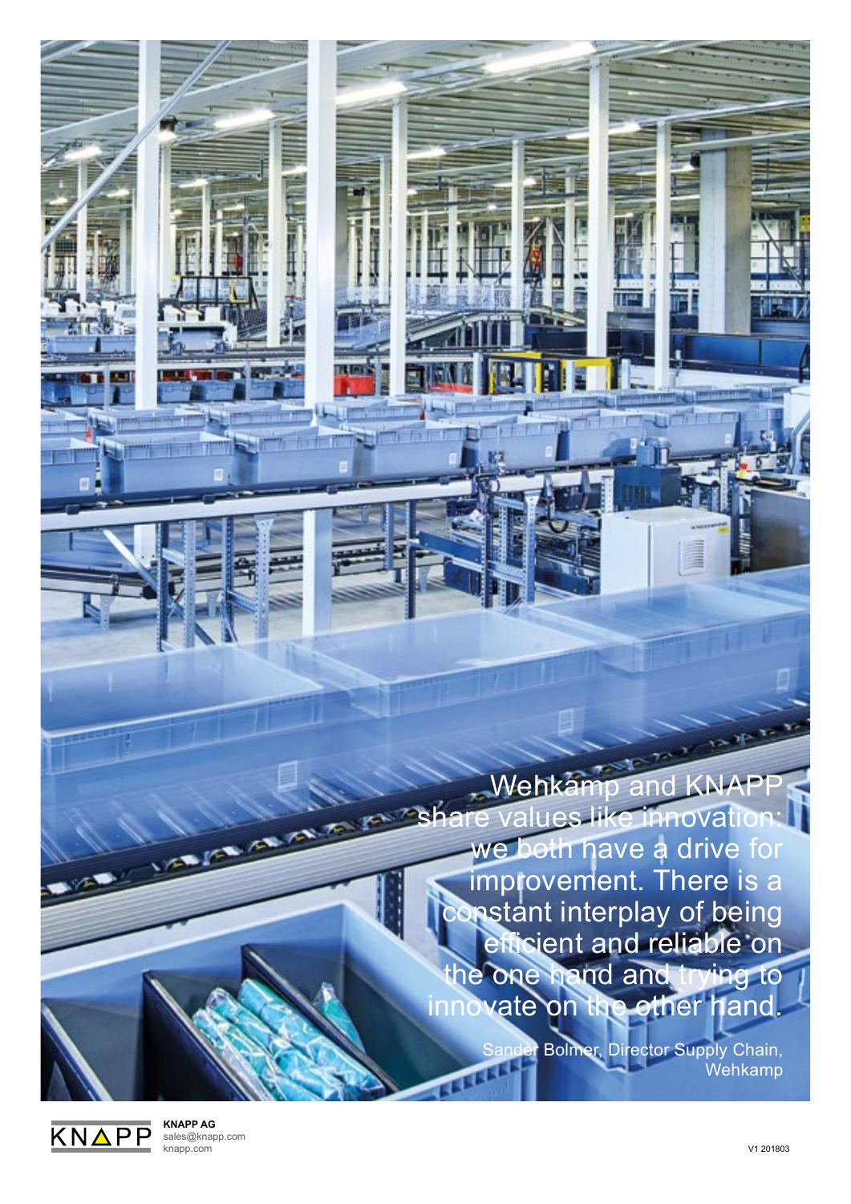> Wehkamp and KNAPP share values like innovation: we both have a drive for improvement. There is a constant interplay of being efficient and reliable on the one hand and trying to innovate on the other hand.

Sander Bolmer, Director Supply Chain, Wehkamp

**KNAPP AG**
sales@knapp.com
knapp.com

V1 201803